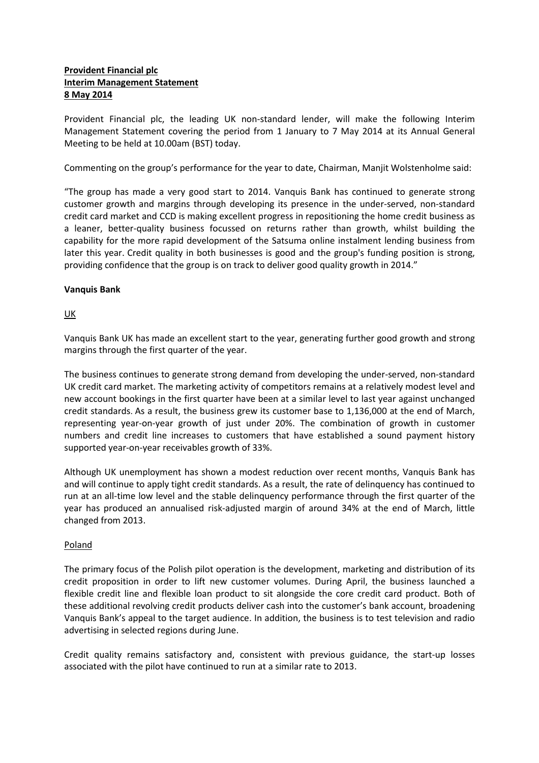**Provident Financial plc**
**Interim Management Statement**
**8 May 2014**

Provident Financial plc, the leading UK non-standard lender, will make the following Interim Management Statement covering the period from 1 January to 7 May 2014 at its Annual General Meeting to be held at 10.00am (BST) today.

Commenting on the group's performance for the year to date, Chairman, Manjit Wolstenholme said:

"The group has made a very good start to 2014. Vanquis Bank has continued to generate strong customer growth and margins through developing its presence in the under-served, non-standard credit card market and CCD is making excellent progress in repositioning the home credit business as a leaner, better-quality business focussed on returns rather than growth, whilst building the capability for the more rapid development of the Satsuma online instalment lending business from later this year. Credit quality in both businesses is good and the group's funding position is strong, providing confidence that the group is on track to deliver good quality growth in 2014."

**Vanquis Bank**

UK

Vanquis Bank UK has made an excellent start to the year, generating further good growth and strong margins through the first quarter of the year.

The business continues to generate strong demand from developing the under-served, non-standard UK credit card market. The marketing activity of competitors remains at a relatively modest level and new account bookings in the first quarter have been at a similar level to last year against unchanged credit standards. As a result, the business grew its customer base to 1,136,000 at the end of March, representing year-on-year growth of just under 20%. The combination of growth in customer numbers and credit line increases to customers that have established a sound payment history supported year-on-year receivables growth of 33%.

Although UK unemployment has shown a modest reduction over recent months, Vanquis Bank has and will continue to apply tight credit standards. As a result, the rate of delinquency has continued to run at an all-time low level and the stable delinquency performance through the first quarter of the year has produced an annualised risk-adjusted margin of around 34% at the end of March, little changed from 2013.

Poland

The primary focus of the Polish pilot operation is the development, marketing and distribution of its credit proposition in order to lift new customer volumes. During April, the business launched a flexible credit line and flexible loan product to sit alongside the core credit card product. Both of these additional revolving credit products deliver cash into the customer's bank account, broadening Vanquis Bank's appeal to the target audience. In addition, the business is to test television and radio advertising in selected regions during June.

Credit quality remains satisfactory and, consistent with previous guidance, the start-up losses associated with the pilot have continued to run at a similar rate to 2013.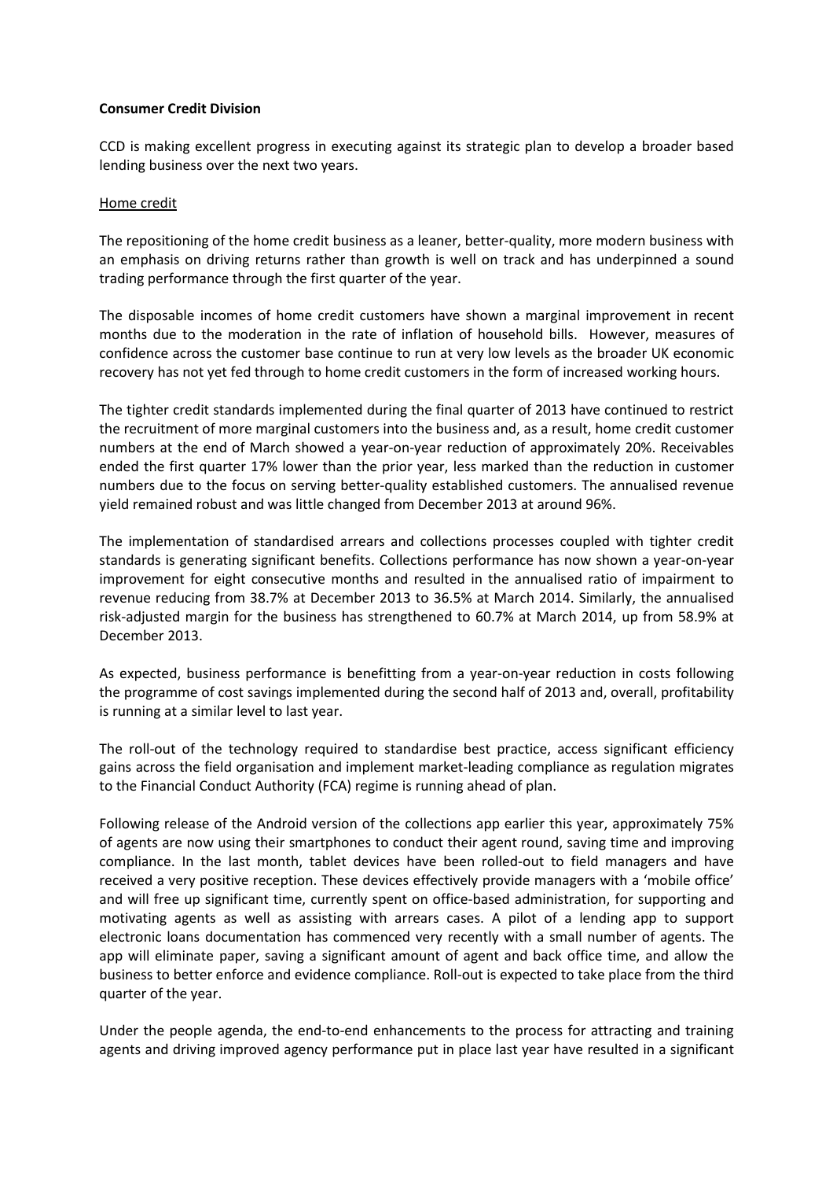**Consumer Credit Division**

CCD is making excellent progress in executing against its strategic plan to develop a broader based lending business over the next two years.

Home credit

The repositioning of the home credit business as a leaner, better-quality, more modern business with an emphasis on driving returns rather than growth is well on track and has underpinned a sound trading performance through the first quarter of the year.

The disposable incomes of home credit customers have shown a marginal improvement in recent months due to the moderation in the rate of inflation of household bills. However, measures of confidence across the customer base continue to run at very low levels as the broader UK economic recovery has not yet fed through to home credit customers in the form of increased working hours.

The tighter credit standards implemented during the final quarter of 2013 have continued to restrict the recruitment of more marginal customers into the business and, as a result, home credit customer numbers at the end of March showed a year-on-year reduction of approximately 20%. Receivables ended the first quarter 17% lower than the prior year, less marked than the reduction in customer numbers due to the focus on serving better-quality established customers. The annualised revenue yield remained robust and was little changed from December 2013 at around 96%.

The implementation of standardised arrears and collections processes coupled with tighter credit standards is generating significant benefits. Collections performance has now shown a year-on-year improvement for eight consecutive months and resulted in the annualised ratio of impairment to revenue reducing from 38.7% at December 2013 to 36.5% at March 2014. Similarly, the annualised risk-adjusted margin for the business has strengthened to 60.7% at March 2014, up from 58.9% at December 2013.

As expected, business performance is benefitting from a year-on-year reduction in costs following the programme of cost savings implemented during the second half of 2013 and, overall, profitability is running at a similar level to last year.

The roll-out of the technology required to standardise best practice, access significant efficiency gains across the field organisation and implement market-leading compliance as regulation migrates to the Financial Conduct Authority (FCA) regime is running ahead of plan.

Following release of the Android version of the collections app earlier this year, approximately 75% of agents are now using their smartphones to conduct their agent round, saving time and improving compliance. In the last month, tablet devices have been rolled-out to field managers and have received a very positive reception. These devices effectively provide managers with a 'mobile office' and will free up significant time, currently spent on office-based administration, for supporting and motivating agents as well as assisting with arrears cases. A pilot of a lending app to support electronic loans documentation has commenced very recently with a small number of agents. The app will eliminate paper, saving a significant amount of agent and back office time, and allow the business to better enforce and evidence compliance. Roll-out is expected to take place from the third quarter of the year.

Under the people agenda, the end-to-end enhancements to the process for attracting and training agents and driving improved agency performance put in place last year have resulted in a significant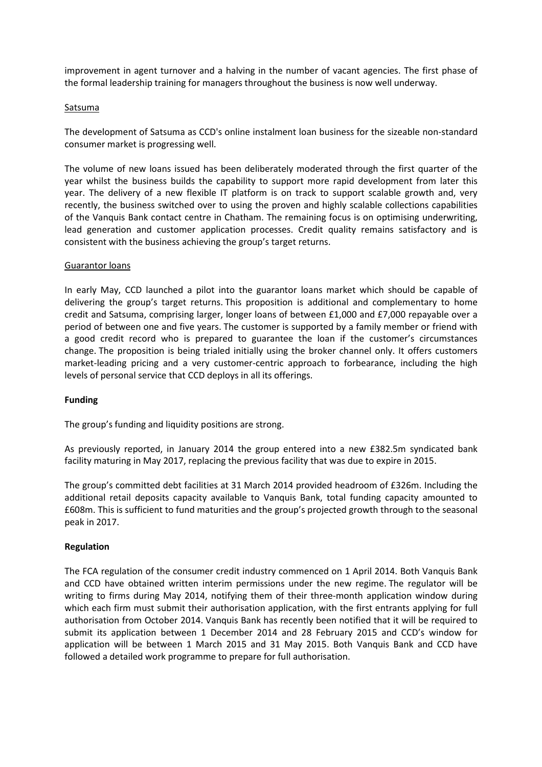improvement in agent turnover and a halving in the number of vacant agencies. The first phase of the formal leadership training for managers throughout the business is now well underway.

Satsuma

The development of Satsuma as CCD's online instalment loan business for the sizeable non-standard consumer market is progressing well.

The volume of new loans issued has been deliberately moderated through the first quarter of the year whilst the business builds the capability to support more rapid development from later this year. The delivery of a new flexible IT platform is on track to support scalable growth and, very recently, the business switched over to using the proven and highly scalable collections capabilities of the Vanquis Bank contact centre in Chatham. The remaining focus is on optimising underwriting, lead generation and customer application processes. Credit quality remains satisfactory and is consistent with the business achieving the group's target returns.

Guarantor loans

In early May, CCD launched a pilot into the guarantor loans market which should be capable of delivering the group's target returns. This proposition is additional and complementary to home credit and Satsuma, comprising larger, longer loans of between £1,000 and £7,000 repayable over a period of between one and five years. The customer is supported by a family member or friend with a good credit record who is prepared to guarantee the loan if the customer's circumstances change. The proposition is being trialed initially using the broker channel only. It offers customers market-leading pricing and a very customer-centric approach to forbearance, including the high levels of personal service that CCD deploys in all its offerings.

**Funding**

The group's funding and liquidity positions are strong.

As previously reported, in January 2014 the group entered into a new £382.5m syndicated bank facility maturing in May 2017, replacing the previous facility that was due to expire in 2015.

The group's committed debt facilities at 31 March 2014 provided headroom of £326m. Including the additional retail deposits capacity available to Vanquis Bank, total funding capacity amounted to £608m. This is sufficient to fund maturities and the group's projected growth through to the seasonal peak in 2017.

**Regulation**

The FCA regulation of the consumer credit industry commenced on 1 April 2014. Both Vanquis Bank and CCD have obtained written interim permissions under the new regime. The regulator will be writing to firms during May 2014, notifying them of their three-month application window during which each firm must submit their authorisation application, with the first entrants applying for full authorisation from October 2014. Vanquis Bank has recently been notified that it will be required to submit its application between 1 December 2014 and 28 February 2015 and CCD's window for application will be between 1 March 2015 and 31 May 2015. Both Vanquis Bank and CCD have followed a detailed work programme to prepare for full authorisation.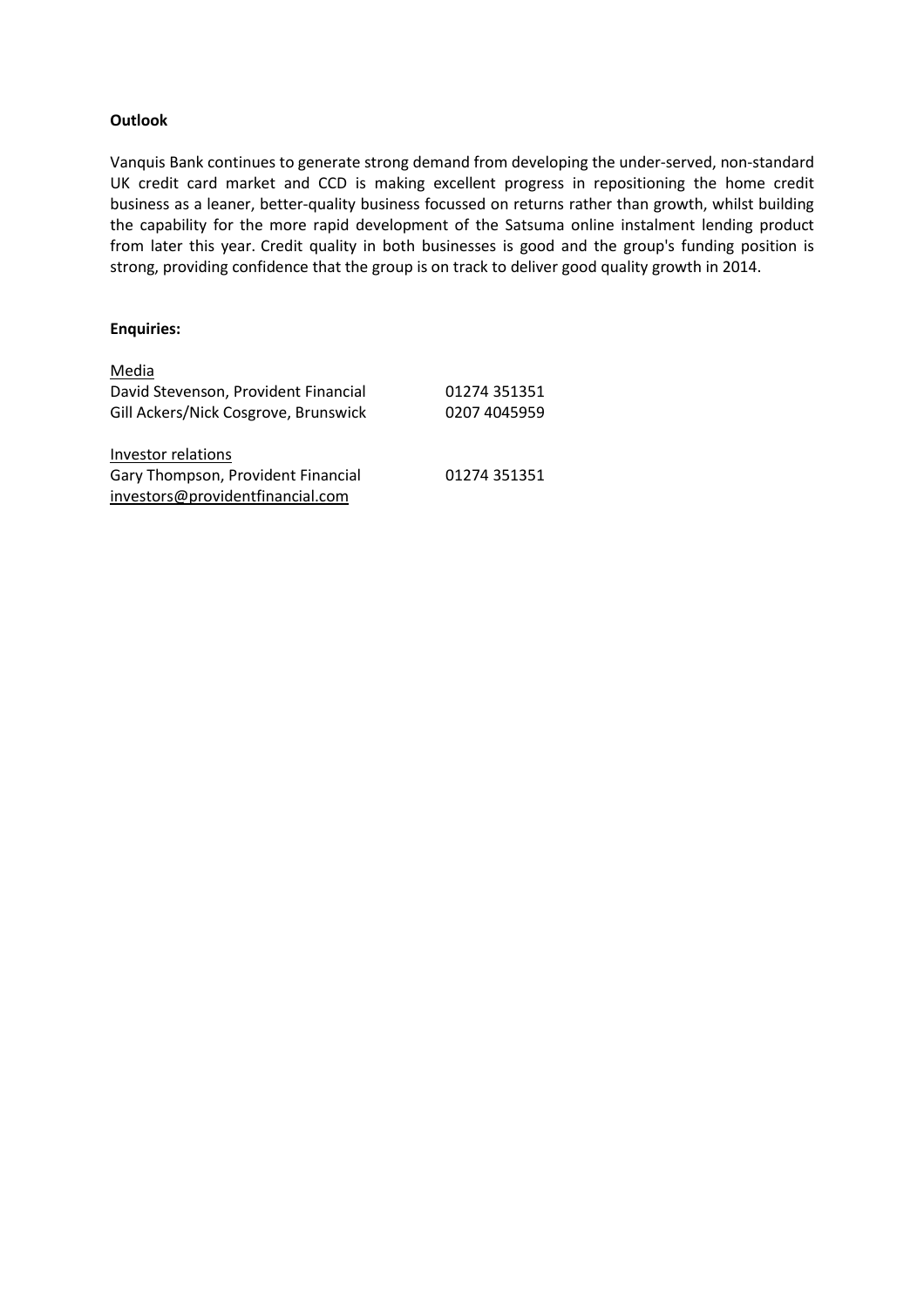**Outlook**

Vanquis Bank continues to generate strong demand from developing the under-served, non-standard UK credit card market and CCD is making excellent progress in repositioning the home credit business as a leaner, better-quality business focussed on returns rather than growth, whilst building the capability for the more rapid development of the Satsuma online instalment lending product from later this year. Credit quality in both businesses is good and the group's funding position is strong, providing confidence that the group is on track to deliver good quality growth in 2014.

**Enquiries:**

| | |
|---|---|
| Media | |
| David Stevenson, Provident Financial | 01274 351351 |
| Gill Ackers/Nick Cosgrove, Brunswick | 0207 4045959 |
| | |
| Investor relations | |
| Gary Thompson, Provident Financial | 01274 351351 |
| investors@providentfinancial.com | |